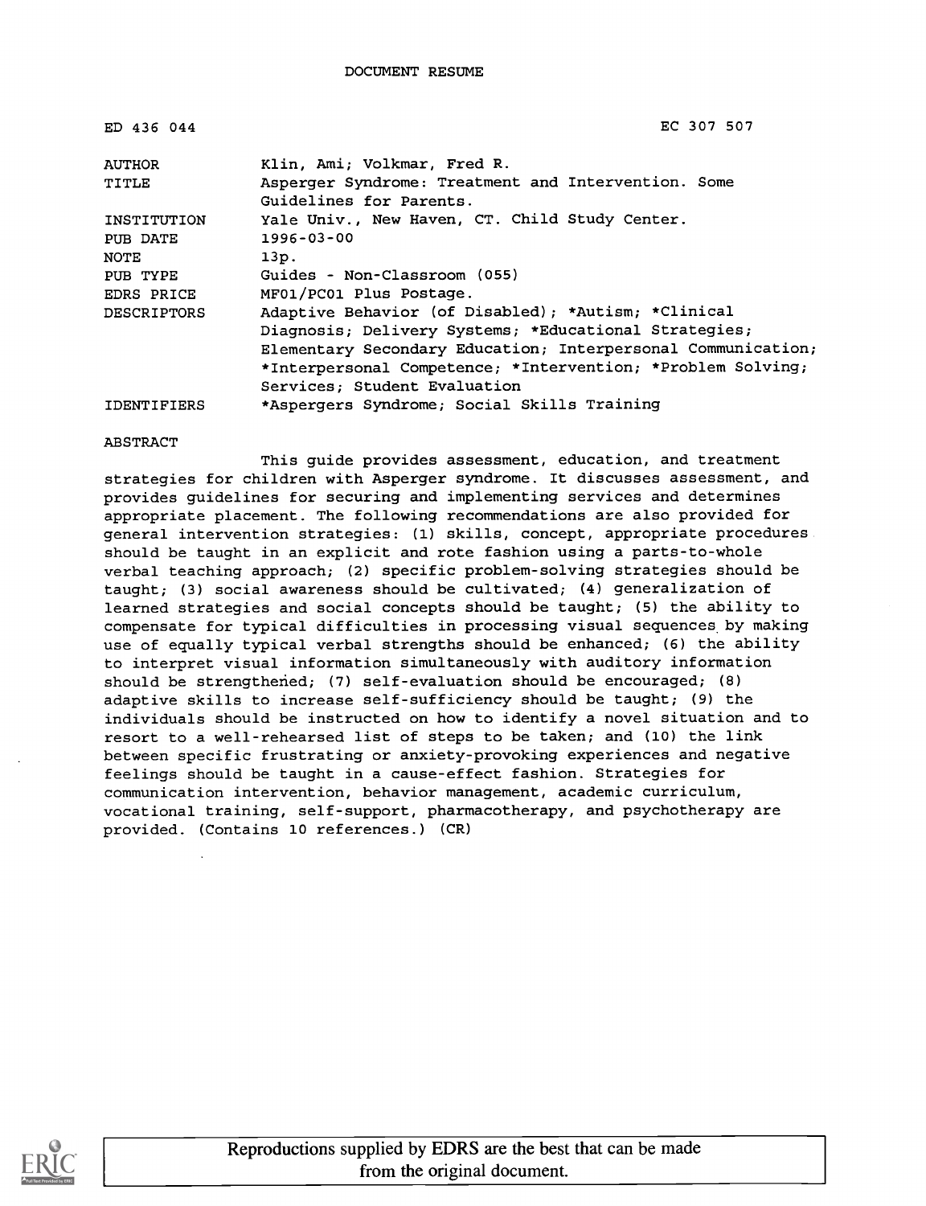DOCUMENT RESUME

| | |
|---|---|
| ED 436 044 | EC 307 507 |
| AUTHOR | Klin, Ami; Volkmar, Fred R. |
| TITLE | Asperger Syndrome: Treatment and Intervention. Some Guidelines for Parents. |
| INSTITUTION | Yale Univ., New Haven, CT. Child Study Center. |
| PUB DATE | 1996-03-00 |
| NOTE | 13p. |
| PUB TYPE | Guides - Non-Classroom (055) |
| EDRS PRICE | MF01/PC01 Plus Postage. |
| DESCRIPTORS | Adaptive Behavior (of Disabled); *Autism; *Clinical Diagnosis; Delivery Systems; *Educational Strategies; Elementary Secondary Education; Interpersonal Communication; *Interpersonal Competence; *Intervention; *Problem Solving; Services; Student Evaluation |
| IDENTIFIERS | *Aspergers Syndrome; Social Skills Training |

ABSTRACT

This guide provides assessment, education, and treatment strategies for children with Asperger syndrome. It discusses assessment, and provides guidelines for securing and implementing services and determines appropriate placement. The following recommendations are also provided for general intervention strategies: (1) skills, concept, appropriate procedures should be taught in an explicit and rote fashion using a parts-to-whole verbal teaching approach; (2) specific problem-solving strategies should be taught; (3) social awareness should be cultivated; (4) generalization of learned strategies and social concepts should be taught; (5) the ability to compensate for typical difficulties in processing visual sequences by making use of equally typical verbal strengths should be enhanced; (6) the ability to interpret visual information simultaneously with auditory information should be strengthened; (7) self-evaluation should be encouraged; (8) adaptive skills to increase self-sufficiency should be taught; (9) the individuals should be instructed on how to identify a novel situation and to resort to a well-rehearsed list of steps to be taken; and (10) the link between specific frustrating or anxiety-provoking experiences and negative feelings should be taught in a cause-effect fashion. Strategies for communication intervention, behavior management, academic curriculum, vocational training, self-support, pharmacotherapy, and psychotherapy are provided. (Contains 10 references.) (CR)

Reproductions supplied by EDRS are the best that can be made from the original document.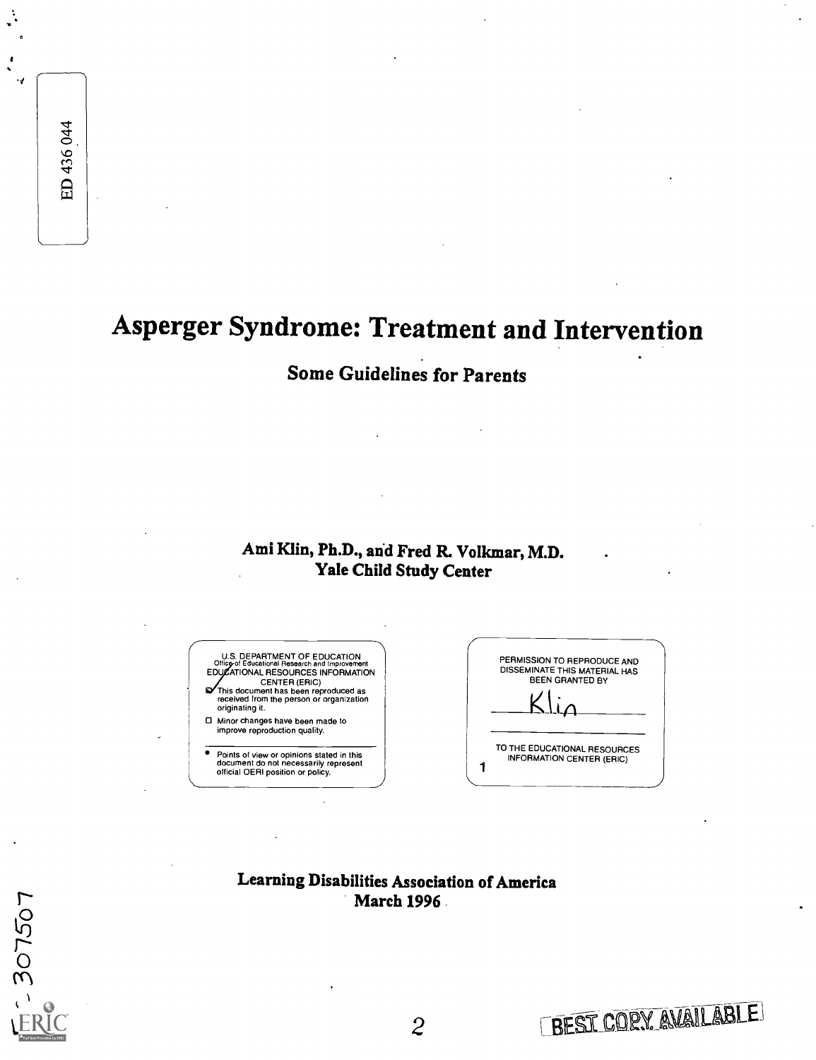ED 436 044

# Asperger Syndrome: Treatment and Intervention

## Some Guidelines for Parents

**Ami Klin, Ph.D., and Fred R. Volkmar, M.D.**
**Yale Child Study Center**

U.S. DEPARTMENT OF EDUCATION
Office of Educational Research and Improvement
EDUCATIONAL RESOURCES INFORMATION CENTER (ERIC)

- [x] This document has been reproduced as received from the person or organization originating it.
- [ ] Minor changes have been made to improve reproduction quality.

- Points of view or opinions stated in this document do not necessarily represent official OERI position or policy.

PERMISSION TO REPRODUCE AND DISSEMINATE THIS MATERIAL HAS BEEN GRANTED BY

Klin

TO THE EDUCATIONAL RESOURCES INFORMATION CENTER (ERIC)

1

**Learning Disabilities Association of America**
**March 1996**

307507

BEST COPY AVAILABLE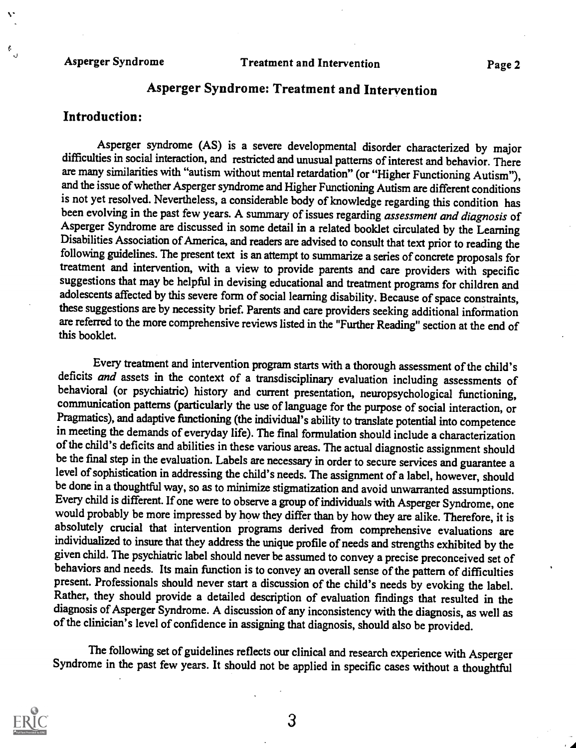# Asperger Syndrome: Treatment and Intervention

## Introduction:

Asperger syndrome (AS) is a severe developmental disorder characterized by major difficulties in social interaction, and restricted and unusual patterns of interest and behavior. There are many similarities with "autism without mental retardation" (or "Higher Functioning Autism"), and the issue of whether Asperger syndrome and Higher Functioning Autism are different conditions is not yet resolved. Nevertheless, a considerable body of knowledge regarding this condition has been evolving in the past few years. A summary of issues regarding *assessment and diagnosis* of Asperger Syndrome are discussed in some detail in a related booklet circulated by the Learning Disabilities Association of America, and readers are advised to consult that text prior to reading the following guidelines. The present text is an attempt to summarize a series of concrete proposals for treatment and intervention, with a view to provide parents and care providers with specific suggestions that may be helpful in devising educational and treatment programs for children and adolescents affected by this severe form of social learning disability. Because of space constraints, these suggestions are by necessity brief. Parents and care providers seeking additional information are referred to the more comprehensive reviews listed in the "Further Reading" section at the end of this booklet.

Every treatment and intervention program starts with a thorough assessment of the child's deficits *and* assets in the context of a transdisciplinary evaluation including assessments of behavioral (or psychiatric) history and current presentation, neuropsychological functioning, communication patterns (particularly the use of language for the purpose of social interaction, or Pragmatics), and adaptive functioning (the individual's ability to translate potential into competence in meeting the demands of everyday life). The final formulation should include a characterization of the child's deficits and abilities in these various areas. The actual diagnostic assignment should be the final step in the evaluation. Labels are necessary in order to secure services and guarantee a level of sophistication in addressing the child's needs. The assignment of a label, however, should be done in a thoughtful way, so as to minimize stigmatization and avoid unwarranted assumptions. Every child is different. If one were to observe a group of individuals with Asperger Syndrome, one would probably be more impressed by how they differ than by how they are alike. Therefore, it is absolutely crucial that intervention programs derived from comprehensive evaluations are individualized to insure that they address the unique profile of needs and strengths exhibited by the given child. The psychiatric label should never be assumed to convey a precise preconceived set of behaviors and needs. Its main function is to convey an overall sense of the pattern of difficulties present. Professionals should never start a discussion of the child's needs by evoking the label. Rather, they should provide a detailed description of evaluation findings that resulted in the diagnosis of Asperger Syndrome. A discussion of any inconsistency with the diagnosis, as well as of the clinician's level of confidence in assigning that diagnosis, should also be provided.

The following set of guidelines reflects our clinical and research experience with Asperger Syndrome in the past few years. It should not be applied in specific cases without a thoughtful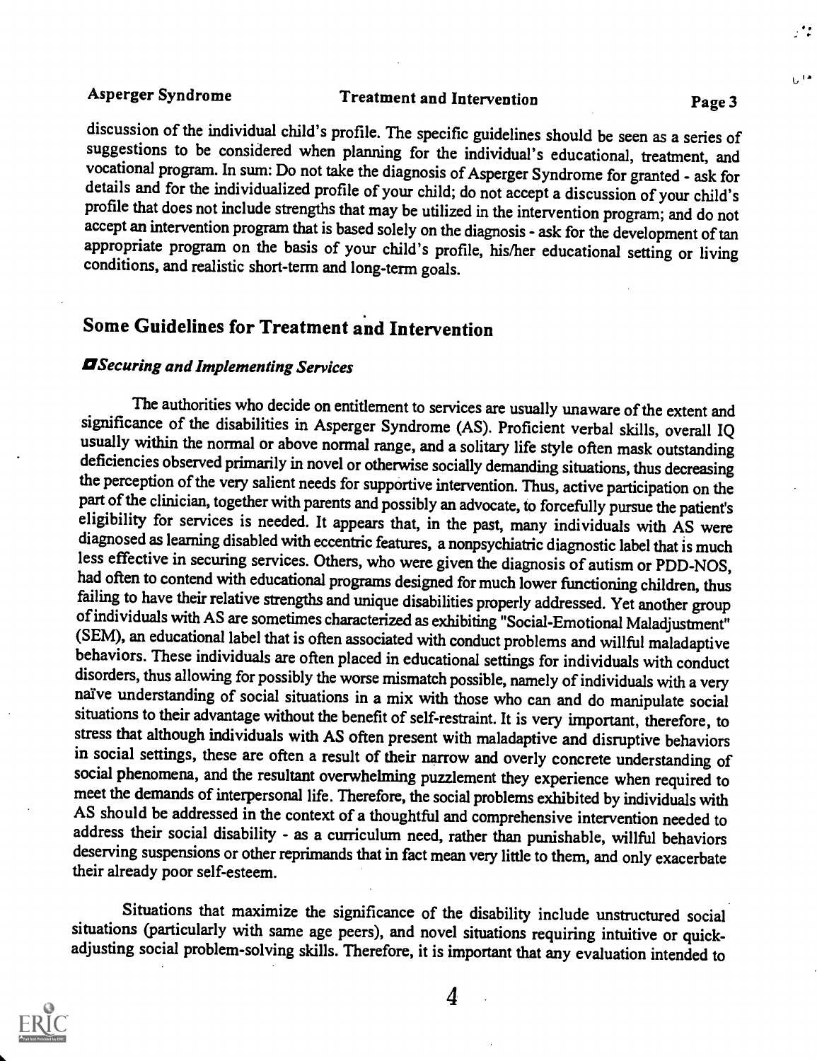discussion of the individual child's profile. The specific guidelines should be seen as a series of suggestions to be considered when planning for the individual's educational, treatment, and vocational program. In sum: Do not take the diagnosis of Asperger Syndrome for granted - ask for details and for the individualized profile of your child; do not accept a discussion of your child's profile that does not include strengths that may be utilized in the intervention program; and do not accept an intervention program that is based solely on the diagnosis - ask for the development of tan appropriate program on the basis of your child's profile, his/her educational setting or living conditions, and realistic short-term and long-term goals.

## Some Guidelines for Treatment and Intervention

### *Securing and Implementing Services*

The authorities who decide on entitlement to services are usually unaware of the extent and significance of the disabilities in Asperger Syndrome (AS). Proficient verbal skills, overall IQ usually within the normal or above normal range, and a solitary life style often mask outstanding deficiencies observed primarily in novel or otherwise socially demanding situations, thus decreasing the perception of the very salient needs for supportive intervention. Thus, active participation on the part of the clinician, together with parents and possibly an advocate, to forcefully pursue the patient's eligibility for services is needed. It appears that, in the past, many individuals with AS were diagnosed as learning disabled with eccentric features, a nonpsychiatric diagnostic label that is much less effective in securing services. Others, who were given the diagnosis of autism or PDD-NOS, had often to contend with educational programs designed for much lower functioning children, thus failing to have their relative strengths and unique disabilities properly addressed. Yet another group of individuals with AS are sometimes characterized as exhibiting "Social-Emotional Maladjustment" (SEM), an educational label that is often associated with conduct problems and willful maladaptive behaviors. These individuals are often placed in educational settings for individuals with conduct disorders, thus allowing for possibly the worse mismatch possible, namely of individuals with a very naïve understanding of social situations in a mix with those who can and do manipulate social situations to their advantage without the benefit of self-restraint. It is very important, therefore, to stress that although individuals with AS often present with maladaptive and disruptive behaviors in social settings, these are often a result of their narrow and overly concrete understanding of social phenomena, and the resultant overwhelming puzzlement they experience when required to meet the demands of interpersonal life. Therefore, the social problems exhibited by individuals with AS should be addressed in the context of a thoughtful and comprehensive intervention needed to address their social disability - as a curriculum need, rather than punishable, willful behaviors deserving suspensions or other reprimands that in fact mean very little to them, and only exacerbate their already poor self-esteem.

Situations that maximize the significance of the disability include unstructured social situations (particularly with same age peers), and novel situations requiring intuitive or quick-adjusting social problem-solving skills. Therefore, it is important that any evaluation intended to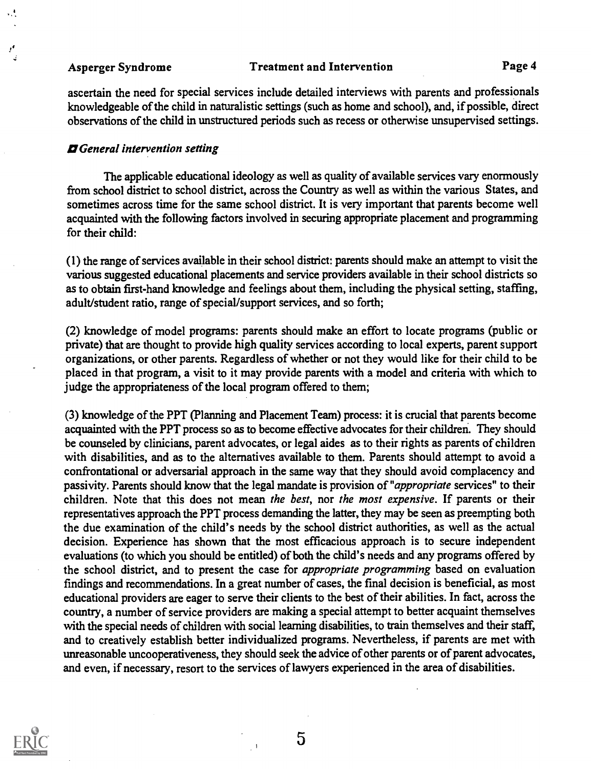ascertain the need for special services include detailed interviews with parents and professionals knowledgeable of the child in naturalistic settings (such as home and school), and, if possible, direct observations of the child in unstructured periods such as recess or otherwise unsupervised settings.

### *General intervention setting*

The applicable educational ideology as well as quality of available services vary enormously from school district to school district, across the Country as well as within the various States, and sometimes across time for the same school district. It is very important that parents become well acquainted with the following factors involved in securing appropriate placement and programming for their child:

(1) the range of services available in their school district: parents should make an attempt to visit the various suggested educational placements and service providers available in their school districts so as to obtain first-hand knowledge and feelings about them, including the physical setting, staffing, adult/student ratio, range of special/support services, and so forth;

(2) knowledge of model programs: parents should make an effort to locate programs (public or private) that are thought to provide high quality services according to local experts, parent support organizations, or other parents. Regardless of whether or not they would like for their child to be placed in that program, a visit to it may provide parents with a model and criteria with which to judge the appropriateness of the local program offered to them;

(3) knowledge of the PPT (Planning and Placement Team) process: it is crucial that parents become acquainted with the PPT process so as to become effective advocates for their children. They should be counseled by clinicians, parent advocates, or legal aides as to their rights as parents of children with disabilities, and as to the alternatives available to them. Parents should attempt to avoid a confrontational or adversarial approach in the same way that they should avoid complacency and passivity. Parents should know that the legal mandate is provision of "*appropriate* services" to their children. Note that this does not mean *the best*, nor *the most expensive*. If parents or their representatives approach the PPT process demanding the latter, they may be seen as preempting both the due examination of the child's needs by the school district authorities, as well as the actual decision. Experience has shown that the most efficacious approach is to secure independent evaluations (to which you should be entitled) of both the child's needs and any programs offered by the school district, and to present the case for *appropriate programming* based on evaluation findings and recommendations. In a great number of cases, the final decision is beneficial, as most educational providers are eager to serve their clients to the best of their abilities. In fact, across the country, a number of service providers are making a special attempt to better acquaint themselves with the special needs of children with social learning disabilities, to train themselves and their staff, and to creatively establish better individualized programs. Nevertheless, if parents are met with unreasonable uncooperativeness, they should seek the advice of other parents or of parent advocates, and even, if necessary, resort to the services of lawyers experienced in the area of disabilities.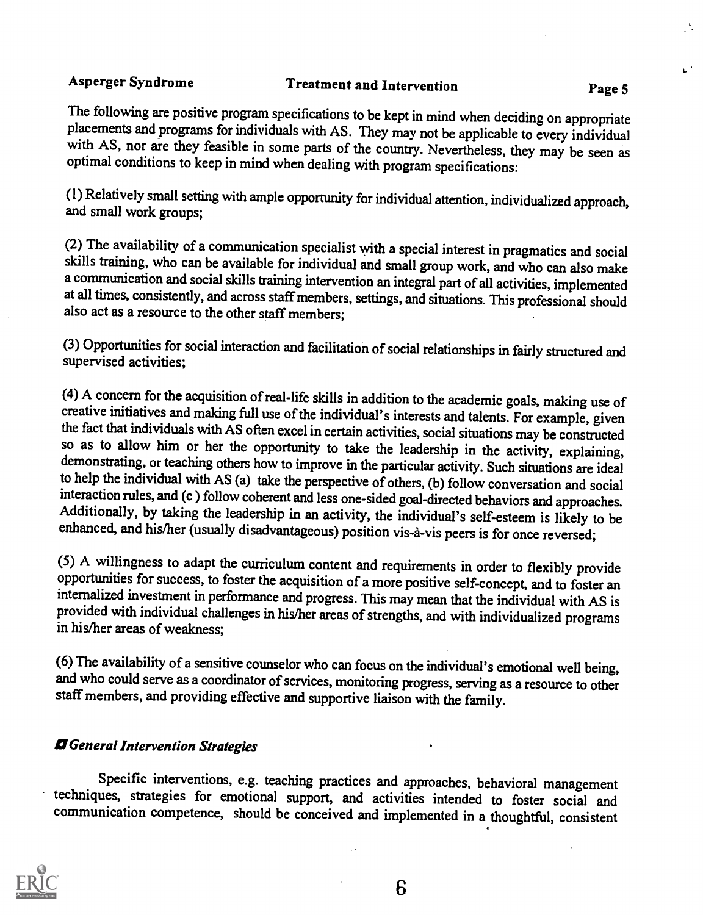The following are positive program specifications to be kept in mind when deciding on appropriate placements and programs for individuals with AS. They may not be applicable to every individual with AS, nor are they feasible in some parts of the country. Nevertheless, they may be seen as optimal conditions to keep in mind when dealing with program specifications:

(1) Relatively small setting with ample opportunity for individual attention, individualized approach, and small work groups;

(2) The availability of a communication specialist with a special interest in pragmatics and social skills training, who can be available for individual and small group work, and who can also make a communication and social skills training intervention an integral part of all activities, implemented at all times, consistently, and across staff members, settings, and situations. This professional should also act as a resource to the other staff members;

(3) Opportunities for social interaction and facilitation of social relationships in fairly structured and supervised activities;

(4) A concern for the acquisition of real-life skills in addition to the academic goals, making use of creative initiatives and making full use of the individual's interests and talents. For example, given the fact that individuals with AS often excel in certain activities, social situations may be constructed so as to allow him or her the opportunity to take the leadership in the activity, explaining, demonstrating, or teaching others how to improve in the particular activity. Such situations are ideal to help the individual with AS (a) take the perspective of others, (b) follow conversation and social interaction rules, and (c ) follow coherent and less one-sided goal-directed behaviors and approaches. Additionally, by taking the leadership in an activity, the individual's self-esteem is likely to be enhanced, and his/her (usually disadvantageous) position vis-à-vis peers is for once reversed;

(5) A willingness to adapt the curriculum content and requirements in order to flexibly provide opportunities for success, to foster the acquisition of a more positive self-concept, and to foster an internalized investment in performance and progress. This may mean that the individual with AS is provided with individual challenges in his/her areas of strengths, and with individualized programs in his/her areas of weakness;

(6) The availability of a sensitive counselor who can focus on the individual's emotional well being, and who could serve as a coordinator of services, monitoring progress, serving as a resource to other staff members, and providing effective and supportive liaison with the family.

### *General Intervention Strategies*

Specific interventions, e.g. teaching practices and approaches, behavioral management techniques, strategies for emotional support, and activities intended to foster social and communication competence, should be conceived and implemented in a thoughtful, consistent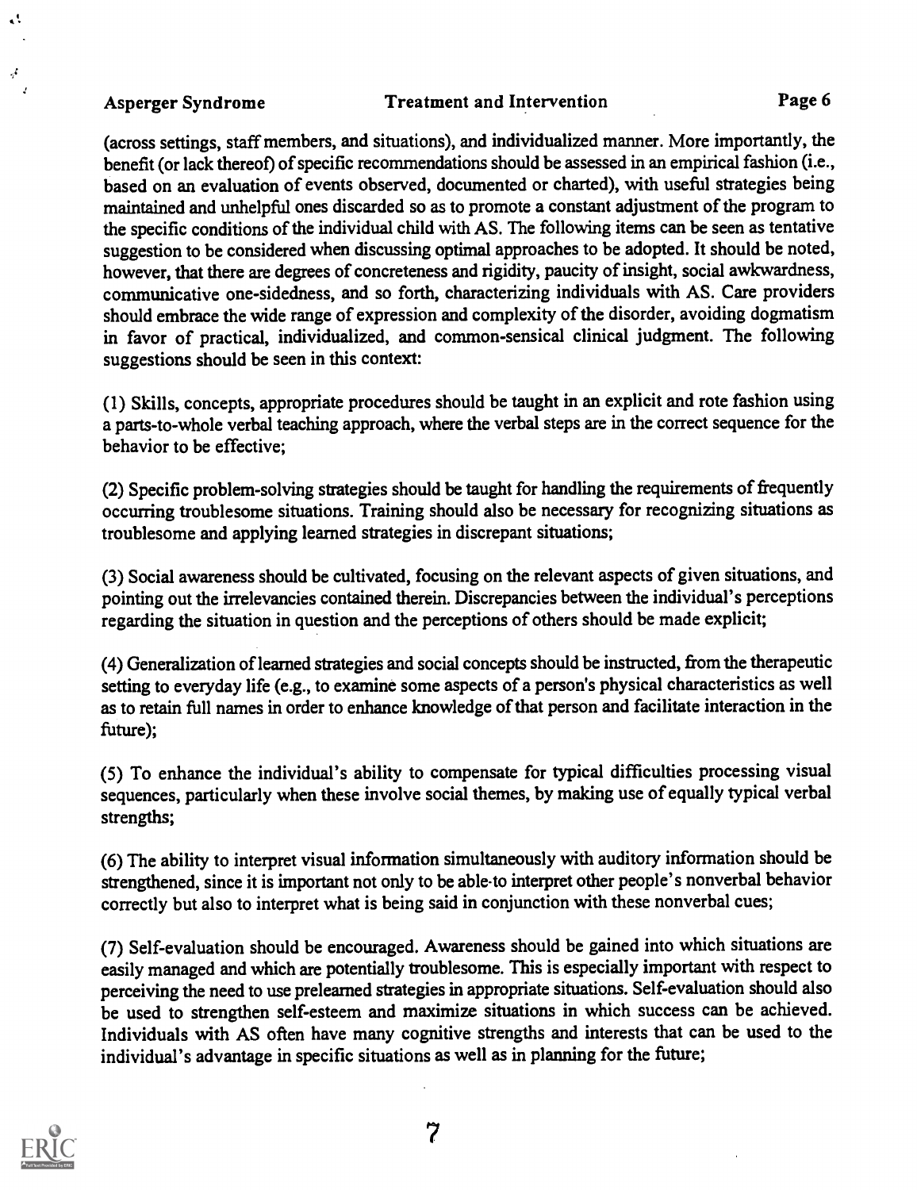(across settings, staff members, and situations), and individualized manner. More importantly, the benefit (or lack thereof) of specific recommendations should be assessed in an empirical fashion (i.e., based on an evaluation of events observed, documented or charted), with useful strategies being maintained and unhelpful ones discarded so as to promote a constant adjustment of the program to the specific conditions of the individual child with AS. The following items can be seen as tentative suggestion to be considered when discussing optimal approaches to be adopted. It should be noted, however, that there are degrees of concreteness and rigidity, paucity of insight, social awkwardness, communicative one-sidedness, and so forth, characterizing individuals with AS. Care providers should embrace the wide range of expression and complexity of the disorder, avoiding dogmatism in favor of practical, individualized, and common-sensical clinical judgment. The following suggestions should be seen in this context:

(1) Skills, concepts, appropriate procedures should be taught in an explicit and rote fashion using a parts-to-whole verbal teaching approach, where the verbal steps are in the correct sequence for the behavior to be effective;

(2) Specific problem-solving strategies should be taught for handling the requirements of frequently occurring troublesome situations. Training should also be necessary for recognizing situations as troublesome and applying learned strategies in discrepant situations;

(3) Social awareness should be cultivated, focusing on the relevant aspects of given situations, and pointing out the irrelevancies contained therein. Discrepancies between the individual's perceptions regarding the situation in question and the perceptions of others should be made explicit;

(4) Generalization of learned strategies and social concepts should be instructed, from the therapeutic setting to everyday life (e.g., to examine some aspects of a person's physical characteristics as well as to retain full names in order to enhance knowledge of that person and facilitate interaction in the future);

(5) To enhance the individual's ability to compensate for typical difficulties processing visual sequences, particularly when these involve social themes, by making use of equally typical verbal strengths;

(6) The ability to interpret visual information simultaneously with auditory information should be strengthened, since it is important not only to be able to interpret other people's nonverbal behavior correctly but also to interpret what is being said in conjunction with these nonverbal cues;

(7) Self-evaluation should be encouraged. Awareness should be gained into which situations are easily managed and which are potentially troublesome. This is especially important with respect to perceiving the need to use prelearned strategies in appropriate situations. Self-evaluation should also be used to strengthen self-esteem and maximize situations in which success can be achieved. Individuals with AS often have many cognitive strengths and interests that can be used to the individual's advantage in specific situations as well as in planning for the future;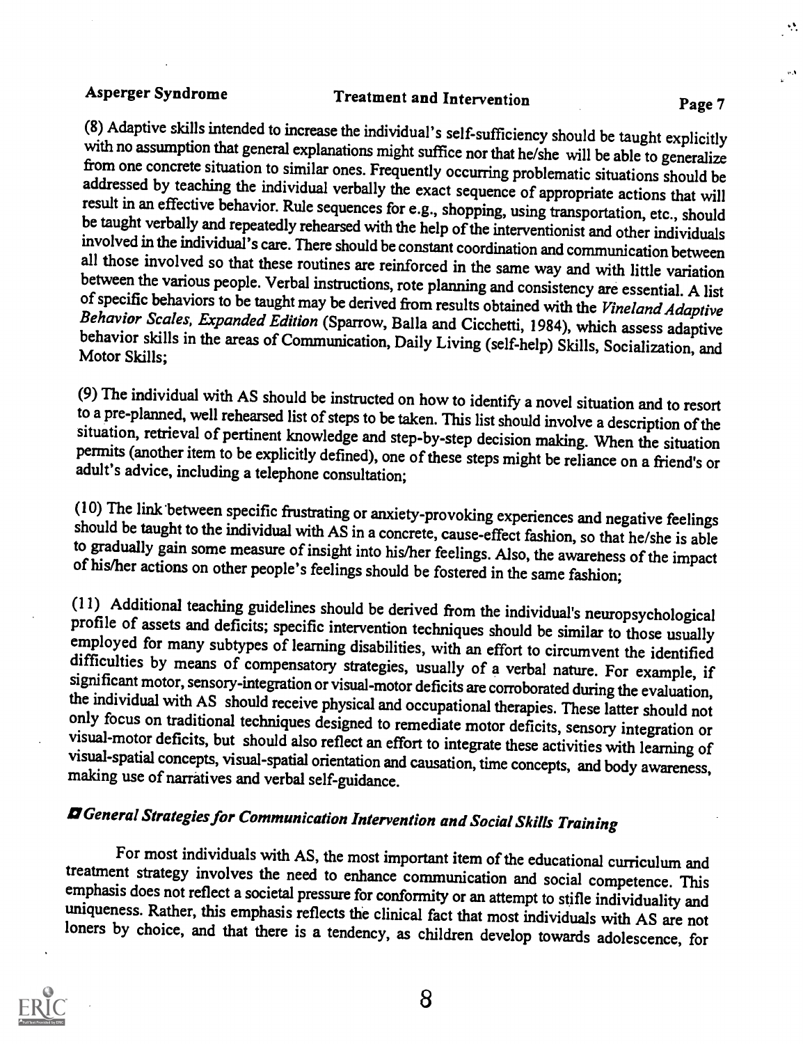(8) Adaptive skills intended to increase the individual's self-sufficiency should be taught explicitly with no assumption that general explanations might suffice nor that he/she will be able to generalize from one concrete situation to similar ones. Frequently occurring problematic situations should be addressed by teaching the individual verbally the exact sequence of appropriate actions that will result in an effective behavior. Rule sequences for e.g., shopping, using transportation, etc., should be taught verbally and repeatedly rehearsed with the help of the interventionist and other individuals involved in the individual's care. There should be constant coordination and communication between all those involved so that these routines are reinforced in the same way and with little variation between the various people. Verbal instructions, rote planning and consistency are essential. A list of specific behaviors to be taught may be derived from results obtained with the *Vineland Adaptive Behavior Scales, Expanded Edition* (Sparrow, Balla and Cicchetti, 1984), which assess adaptive behavior skills in the areas of Communication, Daily Living (self-help) Skills, Socialization, and Motor Skills;

(9) The individual with AS should be instructed on how to identify a novel situation and to resort to a pre-planned, well rehearsed list of steps to be taken. This list should involve a description of the situation, retrieval of pertinent knowledge and step-by-step decision making. When the situation permits (another item to be explicitly defined), one of these steps might be reliance on a friend's or adult's advice, including a telephone consultation;

(10) The link between specific frustrating or anxiety-provoking experiences and negative feelings should be taught to the individual with AS in a concrete, cause-effect fashion, so that he/she is able to gradually gain some measure of insight into his/her feelings. Also, the awareness of the impact of his/her actions on other people's feelings should be fostered in the same fashion;

(11) Additional teaching guidelines should be derived from the individual's neuropsychological profile of assets and deficits; specific intervention techniques should be similar to those usually employed for many subtypes of learning disabilities, with an effort to circumvent the identified difficulties by means of compensatory strategies, usually of a verbal nature. For example, if significant motor, sensory-integration or visual-motor deficits are corroborated during the evaluation, the individual with AS should receive physical and occupational therapies. These latter should not only focus on traditional techniques designed to remediate motor deficits, sensory integration or visual-motor deficits, but should also reflect an effort to integrate these activities with learning of visual-spatial concepts, visual-spatial orientation and causation, time concepts, and body awareness, making use of narratives and verbal self-guidance.

## *General Strategies for Communication Intervention and Social Skills Training*

For most individuals with AS, the most important item of the educational curriculum and treatment strategy involves the need to enhance communication and social competence. This emphasis does not reflect a societal pressure for conformity or an attempt to stifle individuality and uniqueness. Rather, this emphasis reflects the clinical fact that most individuals with AS are not loners by choice, and that there is a tendency, as children develop towards adolescence, for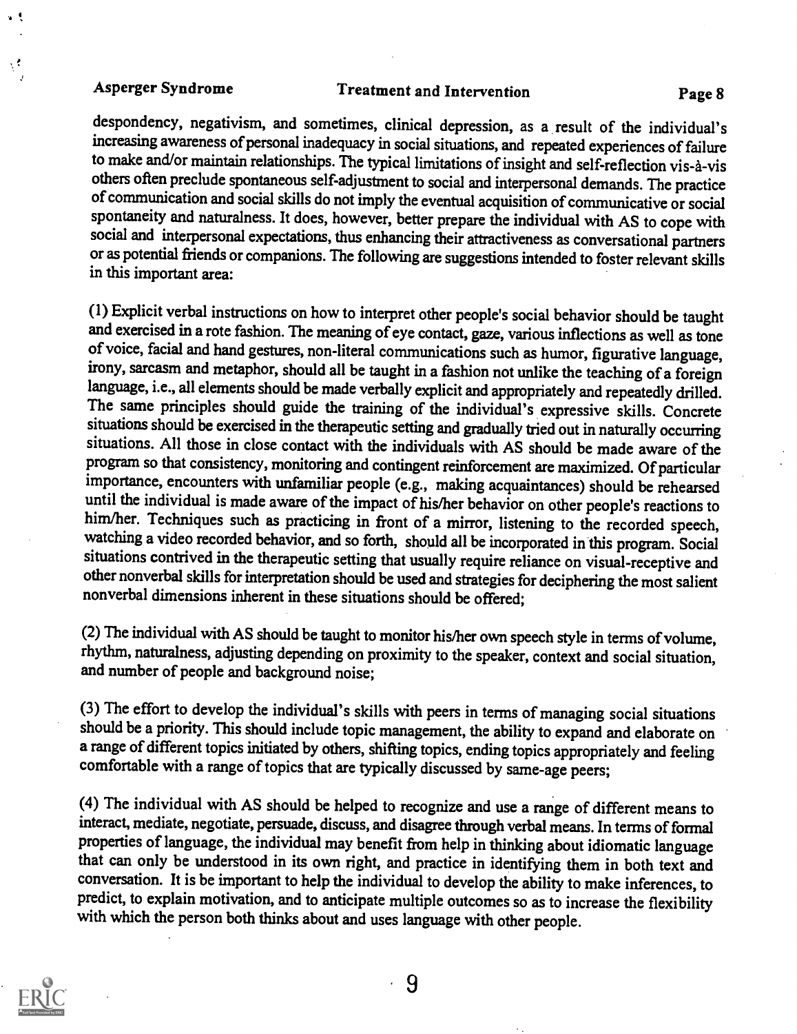despondency, negativism, and sometimes, clinical depression, as a result of the individual's increasing awareness of personal inadequacy in social situations, and repeated experiences of failure to make and/or maintain relationships. The typical limitations of insight and self-reflection vis-à-vis others often preclude spontaneous self-adjustment to social and interpersonal demands. The practice of communication and social skills do not imply the eventual acquisition of communicative or social spontaneity and naturalness. It does, however, better prepare the individual with AS to cope with social and interpersonal expectations, thus enhancing their attractiveness as conversational partners or as potential friends or companions. The following are suggestions intended to foster relevant skills in this important area:

(1) Explicit verbal instructions on how to interpret other people's social behavior should be taught and exercised in a rote fashion. The meaning of eye contact, gaze, various inflections as well as tone of voice, facial and hand gestures, non-literal communications such as humor, figurative language, irony, sarcasm and metaphor, should all be taught in a fashion not unlike the teaching of a foreign language, i.e., all elements should be made verbally explicit and appropriately and repeatedly drilled. The same principles should guide the training of the individual's expressive skills. Concrete situations should be exercised in the therapeutic setting and gradually tried out in naturally occurring situations. All those in close contact with the individuals with AS should be made aware of the program so that consistency, monitoring and contingent reinforcement are maximized. Of particular importance, encounters with unfamiliar people (e.g., making acquaintances) should be rehearsed until the individual is made aware of the impact of his/her behavior on other people's reactions to him/her. Techniques such as practicing in front of a mirror, listening to the recorded speech, watching a video recorded behavior, and so forth, should all be incorporated in this program. Social situations contrived in the therapeutic setting that usually require reliance on visual-receptive and other nonverbal skills for interpretation should be used and strategies for deciphering the most salient nonverbal dimensions inherent in these situations should be offered;

(2) The individual with AS should be taught to monitor his/her own speech style in terms of volume, rhythm, naturalness, adjusting depending on proximity to the speaker, context and social situation, and number of people and background noise;

(3) The effort to develop the individual's skills with peers in terms of managing social situations should be a priority. This should include topic management, the ability to expand and elaborate on a range of different topics initiated by others, shifting topics, ending topics appropriately and feeling comfortable with a range of topics that are typically discussed by same-age peers;

(4) The individual with AS should be helped to recognize and use a range of different means to interact, mediate, negotiate, persuade, discuss, and disagree through verbal means. In terms of formal properties of language, the individual may benefit from help in thinking about idiomatic language that can only be understood in its own right, and practice in identifying them in both text and conversation. It is be important to help the individual to develop the ability to make inferences, to predict, to explain motivation, and to anticipate multiple outcomes so as to increase the flexibility with which the person both thinks about and uses language with other people.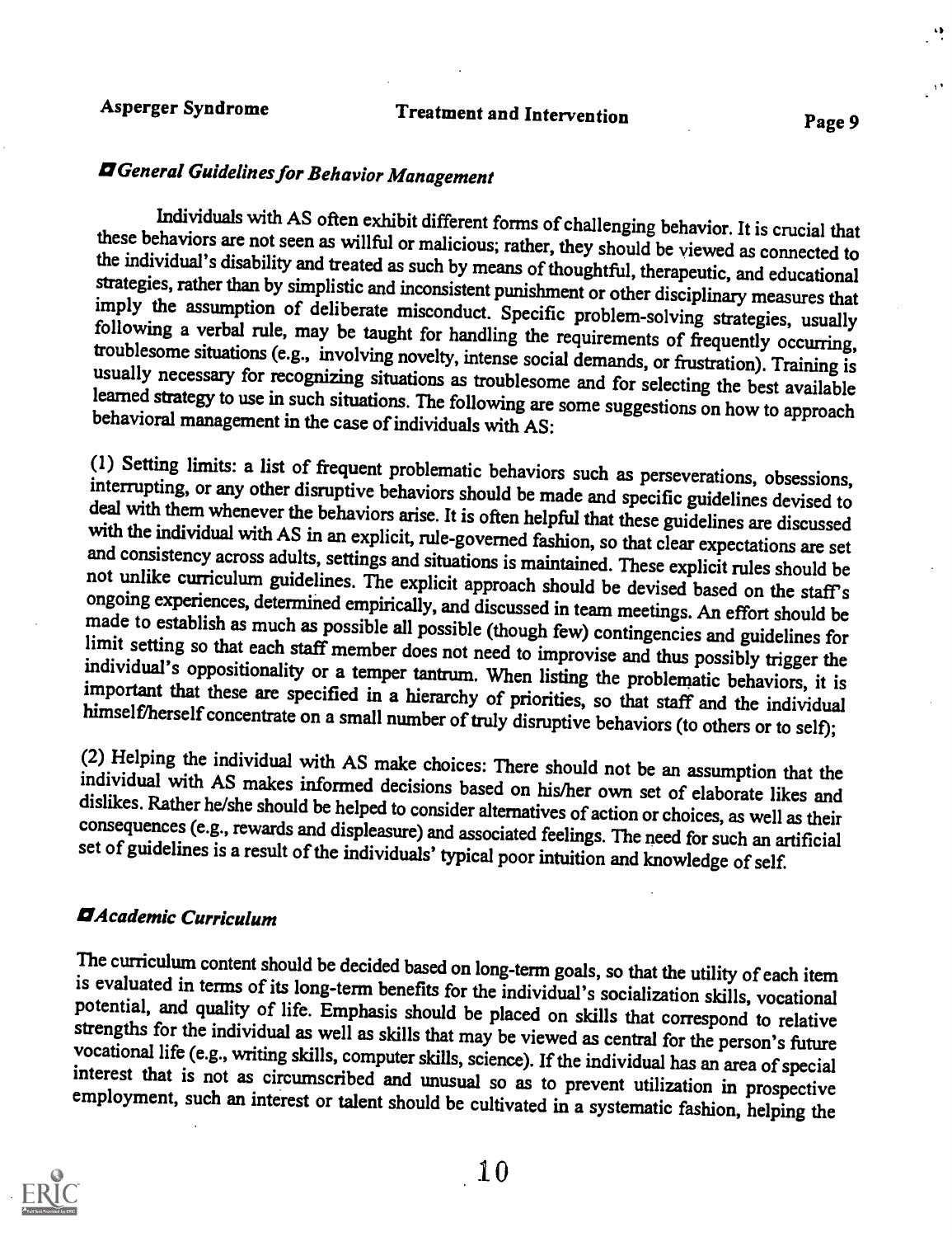## *General Guidelines for Behavior Management*

Individuals with AS often exhibit different forms of challenging behavior. It is crucial that these behaviors are not seen as willful or malicious; rather, they should be viewed as connected to the individual's disability and treated as such by means of thoughtful, therapeutic, and educational strategies, rather than by simplistic and inconsistent punishment or other disciplinary measures that imply the assumption of deliberate misconduct. Specific problem-solving strategies, usually following a verbal rule, may be taught for handling the requirements of frequently occurring, troublesome situations (e.g., involving novelty, intense social demands, or frustration). Training is usually necessary for recognizing situations as troublesome and for selecting the best available learned strategy to use in such situations. The following are some suggestions on how to approach behavioral management in the case of individuals with AS:

(1) Setting limits: a list of frequent problematic behaviors such as perseverations, obsessions, interrupting, or any other disruptive behaviors should be made and specific guidelines devised to deal with them whenever the behaviors arise. It is often helpful that these guidelines are discussed with the individual with AS in an explicit, rule-governed fashion, so that clear expectations are set and consistency across adults, settings and situations is maintained. These explicit rules should be not unlike curriculum guidelines. The explicit approach should be devised based on the staff's ongoing experiences, determined empirically, and discussed in team meetings. An effort should be made to establish as much as possible all possible (though few) contingencies and guidelines for limit setting so that each staff member does not need to improvise and thus possibly trigger the individual's oppositionality or a temper tantrum. When listing the problematic behaviors, it is important that these are specified in a hierarchy of priorities, so that staff and the individual himself/herself concentrate on a small number of truly disruptive behaviors (to others or to self);

(2) Helping the individual with AS make choices: There should not be an assumption that the individual with AS makes informed decisions based on his/her own set of elaborate likes and dislikes. Rather he/she should be helped to consider alternatives of action or choices, as well as their consequences (e.g., rewards and displeasure) and associated feelings. The need for such an artificial set of guidelines is a result of the individuals' typical poor intuition and knowledge of self.

## *Academic Curriculum*

The curriculum content should be decided based on long-term goals, so that the utility of each item is evaluated in terms of its long-term benefits for the individual's socialization skills, vocational potential, and quality of life. Emphasis should be placed on skills that correspond to relative strengths for the individual as well as skills that may be viewed as central for the person's future vocational life (e.g., writing skills, computer skills, science). If the individual has an area of special interest that is not as circumscribed and unusual so as to prevent utilization in prospective employment, such an interest or talent should be cultivated in a systematic fashion, helping the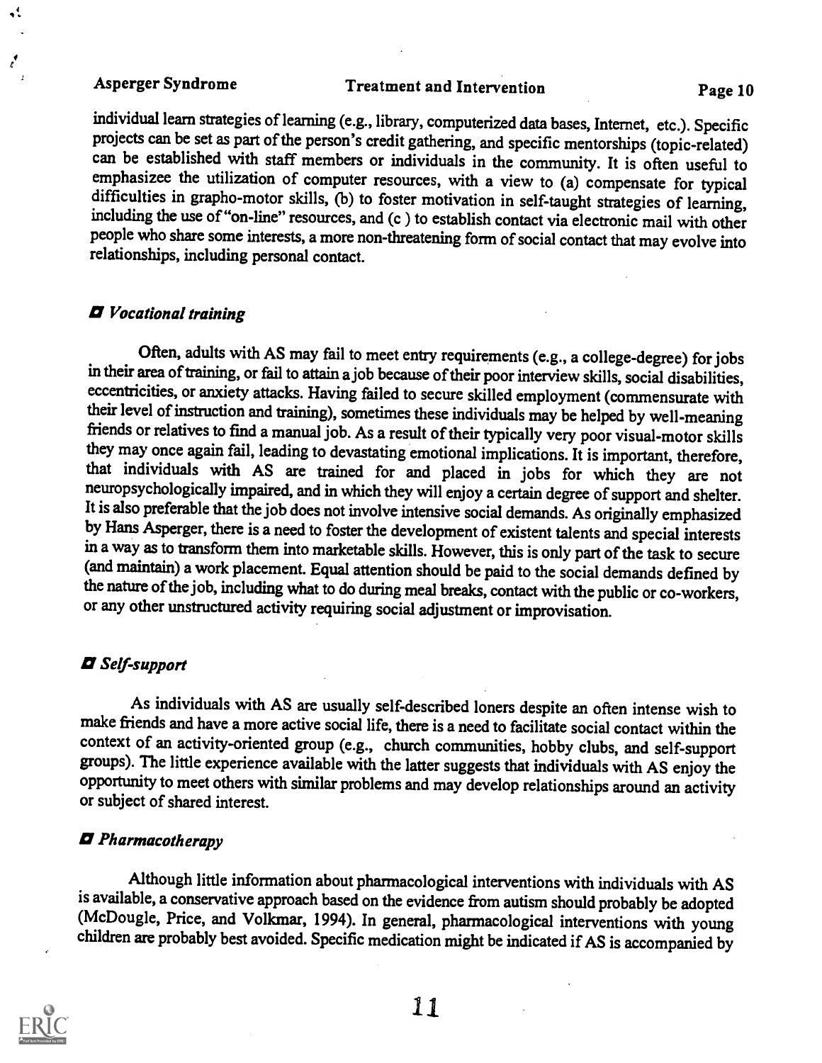individual learn strategies of learning (e.g., library, computerized data bases, Internet, etc.). Specific projects can be set as part of the person's credit gathering, and specific mentorships (topic-related) can be established with staff members or individuals in the community. It is often useful to emphasizee the utilization of computer resources, with a view to (a) compensate for typical difficulties in grapho-motor skills, (b) to foster motivation in self-taught strategies of learning, including the use of "on-line" resources, and (c ) to establish contact via electronic mail with other people who share some interests, a more non-threatening form of social contact that may evolve into relationships, including personal contact.

### *Vocational training*

Often, adults with AS may fail to meet entry requirements (e.g., a college-degree) for jobs in their area of training, or fail to attain a job because of their poor interview skills, social disabilities, eccentricities, or anxiety attacks. Having failed to secure skilled employment (commensurate with their level of instruction and training), sometimes these individuals may be helped by well-meaning friends or relatives to find a manual job. As a result of their typically very poor visual-motor skills they may once again fail, leading to devastating emotional implications. It is important, therefore, that individuals with AS are trained for and placed in jobs for which they are not neuropsychologically impaired, and in which they will enjoy a certain degree of support and shelter. It is also preferable that the job does not involve intensive social demands. As originally emphasized by Hans Asperger, there is a need to foster the development of existent talents and special interests in a way as to transform them into marketable skills. However, this is only part of the task to secure (and maintain) a work placement. Equal attention should be paid to the social demands defined by the nature of the job, including what to do during meal breaks, contact with the public or co-workers, or any other unstructured activity requiring social adjustment or improvisation.

### *Self-support*

As individuals with AS are usually self-described loners despite an often intense wish to make friends and have a more active social life, there is a need to facilitate social contact within the context of an activity-oriented group (e.g., church communities, hobby clubs, and self-support groups). The little experience available with the latter suggests that individuals with AS enjoy the opportunity to meet others with similar problems and may develop relationships around an activity or subject of shared interest.

### *Pharmacotherapy*

Although little information about pharmacological interventions with individuals with AS is available, a conservative approach based on the evidence from autism should probably be adopted (McDougle, Price, and Volkmar, 1994). In general, pharmacological interventions with young children are probably best avoided. Specific medication might be indicated if AS is accompanied by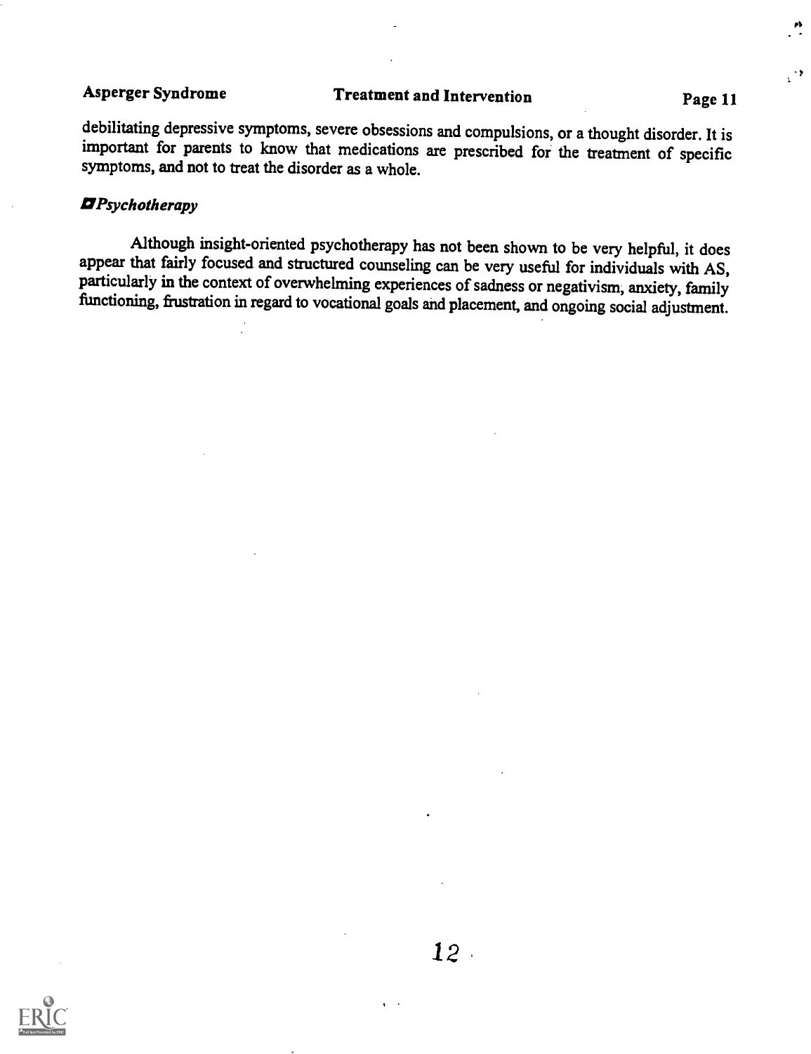debilitating depressive symptoms, severe obsessions and compulsions, or a thought disorder. It is important for parents to know that medications are prescribed for the treatment of specific symptoms, and not to treat the disorder as a whole.

### *Psychotherapy*

Although insight-oriented psychotherapy has not been shown to be very helpful, it does appear that fairly focused and structured counseling can be very useful for individuals with AS, particularly in the context of overwhelming experiences of sadness or negativism, anxiety, family functioning, frustration in regard to vocational goals and placement, and ongoing social adjustment.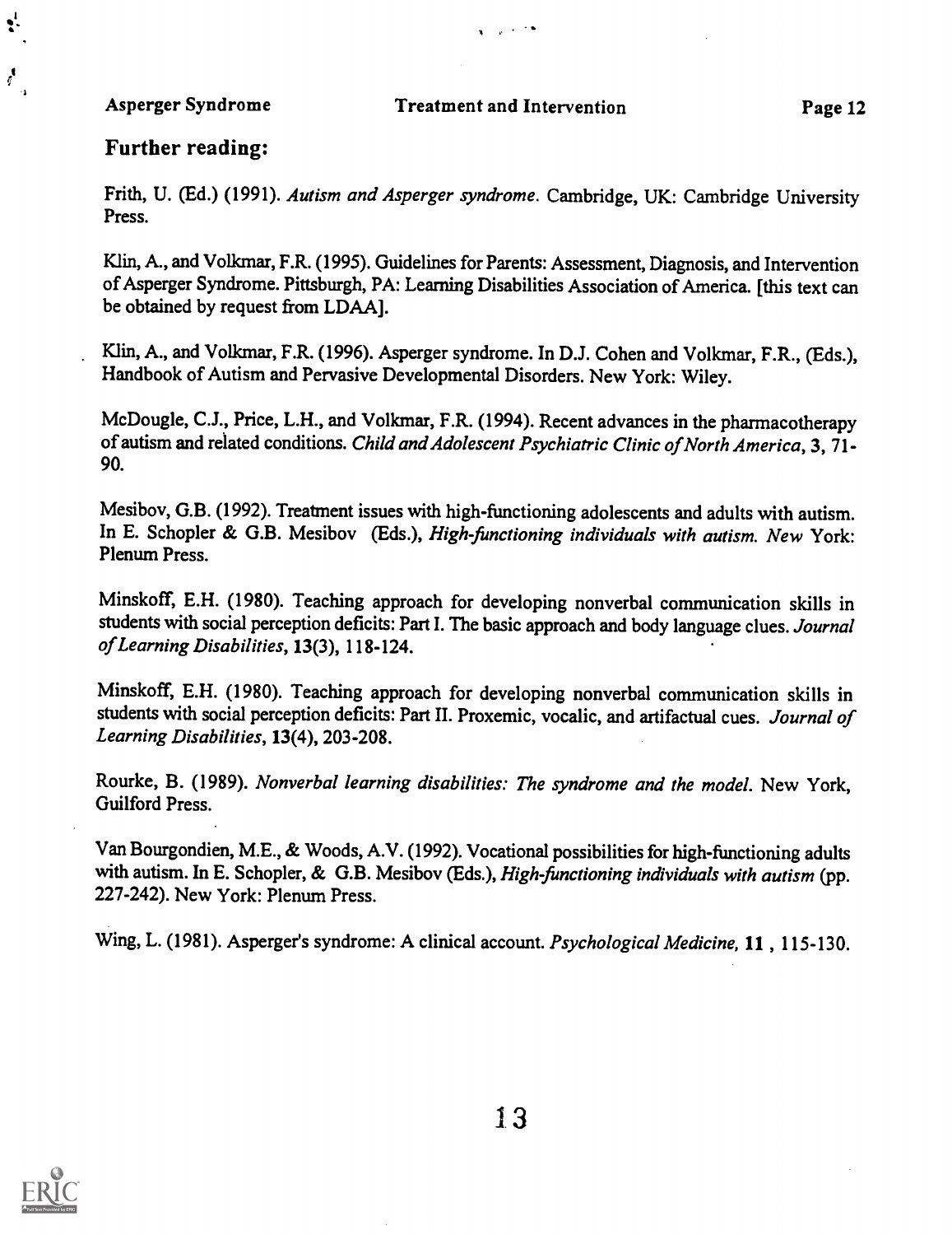## Further reading:

Frith, U. (Ed.) (1991). *Autism and Asperger syndrome*. Cambridge, UK: Cambridge University Press.

Klin, A., and Volkmar, F.R. (1995). Guidelines for Parents: Assessment, Diagnosis, and Intervention of Asperger Syndrome. Pittsburgh, PA: Learning Disabilities Association of America. [this text can be obtained by request from LDAA].

Klin, A., and Volkmar, F.R. (1996). Asperger syndrome. In D.J. Cohen and Volkmar, F.R., (Eds.), Handbook of Autism and Pervasive Developmental Disorders. New York: Wiley.

McDougle, C.J., Price, L.H., and Volkmar, F.R. (1994). Recent advances in the pharmacotherapy of autism and related conditions. *Child and Adolescent Psychiatric Clinic of North America*, **3**, 71-90.

Mesibov, G.B. (1992). Treatment issues with high-functioning adolescents and adults with autism. In E. Schopler & G.B. Mesibov (Eds.), *High-functioning individuals with autism. New* York: Plenum Press.

Minskoff, E.H. (1980). Teaching approach for developing nonverbal communication skills in students with social perception deficits: Part I. The basic approach and body language clues. *Journal of Learning Disabilities*, **13**(3), 118-124.

Minskoff, E.H. (1980). Teaching approach for developing nonverbal communication skills in students with social perception deficits: Part II. Proxemic, vocalic, and artifactual cues. *Journal of Learning Disabilities*, **13**(4), 203-208.

Rourke, B. (1989). *Nonverbal learning disabilities: The syndrome and the model*. New York, Guilford Press.

Van Bourgondien, M.E., & Woods, A.V. (1992). Vocational possibilities for high-functioning adults with autism. In E. Schopler, & G.B. Mesibov (Eds.), *High-functioning individuals with autism* (pp. 227-242). New York: Plenum Press.

Wing, L. (1981). Asperger's syndrome: A clinical account. *Psychological Medicine,* **11** , 115-130.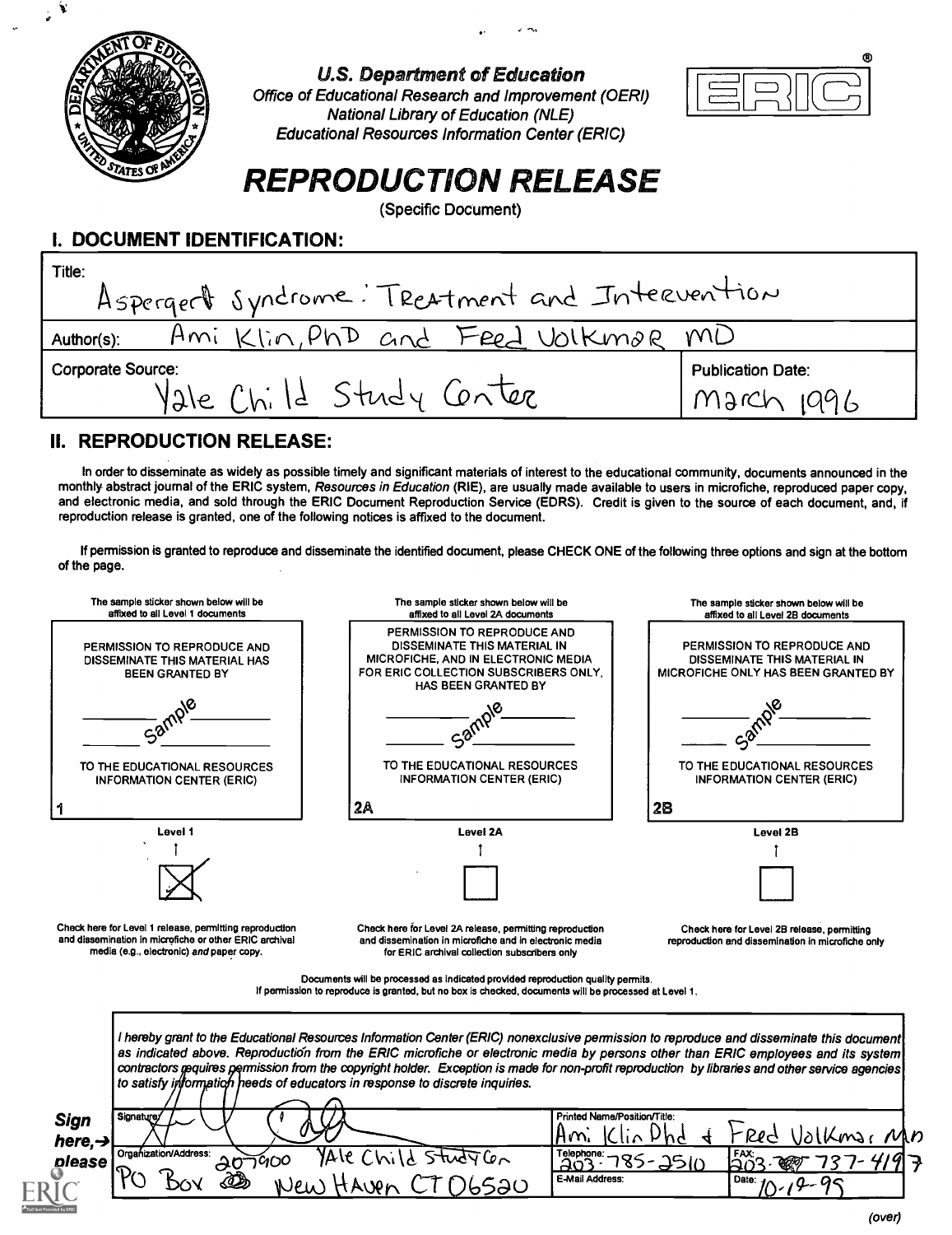U.S. Department of Education
Office of Educational Research and Improvement (OERI)
National Library of Education (NLE)
Educational Resources Information Center (ERIC)

# REPRODUCTION RELEASE

(Specific Document)

## I. DOCUMENT IDENTIFICATION:

| | |
|---|---|
| Title: Aspergert Syndrome: Treatment and Intervention | |
| Author(s): Ami Klin, PhD and Fred Volkmar MD | |
| Corporate Source: Yale Child Study Center | Publication Date: March 1996 |

## II. REPRODUCTION RELEASE:

In order to disseminate as widely as possible timely and significant materials of interest to the educational community, documents announced in the monthly abstract journal of the ERIC system, *Resources in Education* (RIE), are usually made available to users in microfiche, reproduced paper copy, and electronic media, and sold through the ERIC Document Reproduction Service (EDRS). Credit is given to the source of each document, and, if reproduction release is granted, one of the following notices is affixed to the document.

If permission is granted to reproduce and disseminate the identified document, please CHECK ONE of the following three options and sign at the bottom of the page.

| The sample sticker shown below will be affixed to all Level 1 documents | The sample sticker shown below will be affixed to all Level 2A documents | The sample sticker shown below will be affixed to all Level 2B documents |
|---|---|---|
| PERMISSION TO REPRODUCE AND DISSEMINATE THIS MATERIAL HAS BEEN GRANTED BY ______ Sample ______ TO THE EDUCATIONAL RESOURCES INFORMATION CENTER (ERIC) | PERMISSION TO REPRODUCE AND DISSEMINATE THIS MATERIAL IN MICROFICHE, AND IN ELECTRONIC MEDIA FOR ERIC COLLECTION SUBSCRIBERS ONLY, HAS BEEN GRANTED BY ______ Sample ______ TO THE EDUCATIONAL RESOURCES INFORMATION CENTER (ERIC) | PERMISSION TO REPRODUCE AND DISSEMINATE THIS MATERIAL IN MICROFICHE ONLY HAS BEEN GRANTED BY ______ Sample ______ TO THE EDUCATIONAL RESOURCES INFORMATION CENTER (ERIC) |
| 1 | 2A | 2B |
| Level 1 | Level 2A | Level 2B |
| [X] | [ ] | [ ] |
| Check here for Level 1 release, permitting reproduction and dissemination in microfiche or other ERIC archival media (e.g., electronic) *and* paper copy. | Check here for Level 2A release, permitting reproduction and dissemination in microfiche and in electronic media for ERIC archival collection subscribers only | Check here for Level 2B release, permitting reproduction and dissemination in microfiche only |

Documents will be processed as indicated provided reproduction quality permits.
If permission to reproduce is granted, but no box is checked, documents will be processed at Level 1.

*I hereby grant to the Educational Resources Information Center (ERIC) nonexclusive permission to reproduce and disseminate this document as indicated above. Reproduction from the ERIC microfiche or electronic media by persons other than ERIC employees and its system contractors requires permission from the copyright holder. Exception is made for non-profit reproduction by libraries and other service agencies to satisfy information needs of educators in response to discrete inquiries.*

**Sign here, → please**

| | |
|---|---|
| Signature: [signature] | Printed Name/Position/Title: Ami Klin Phd & Fred Volkmar MD |
| Organization/Address: 207900 Yale Child Study Ctr PO Box New Haven CT 06520 | Telephone: 203-785-2510 / FAX: 203-737-4197 |
| | E-Mail Address: / Date: 10-19-95 |

(over)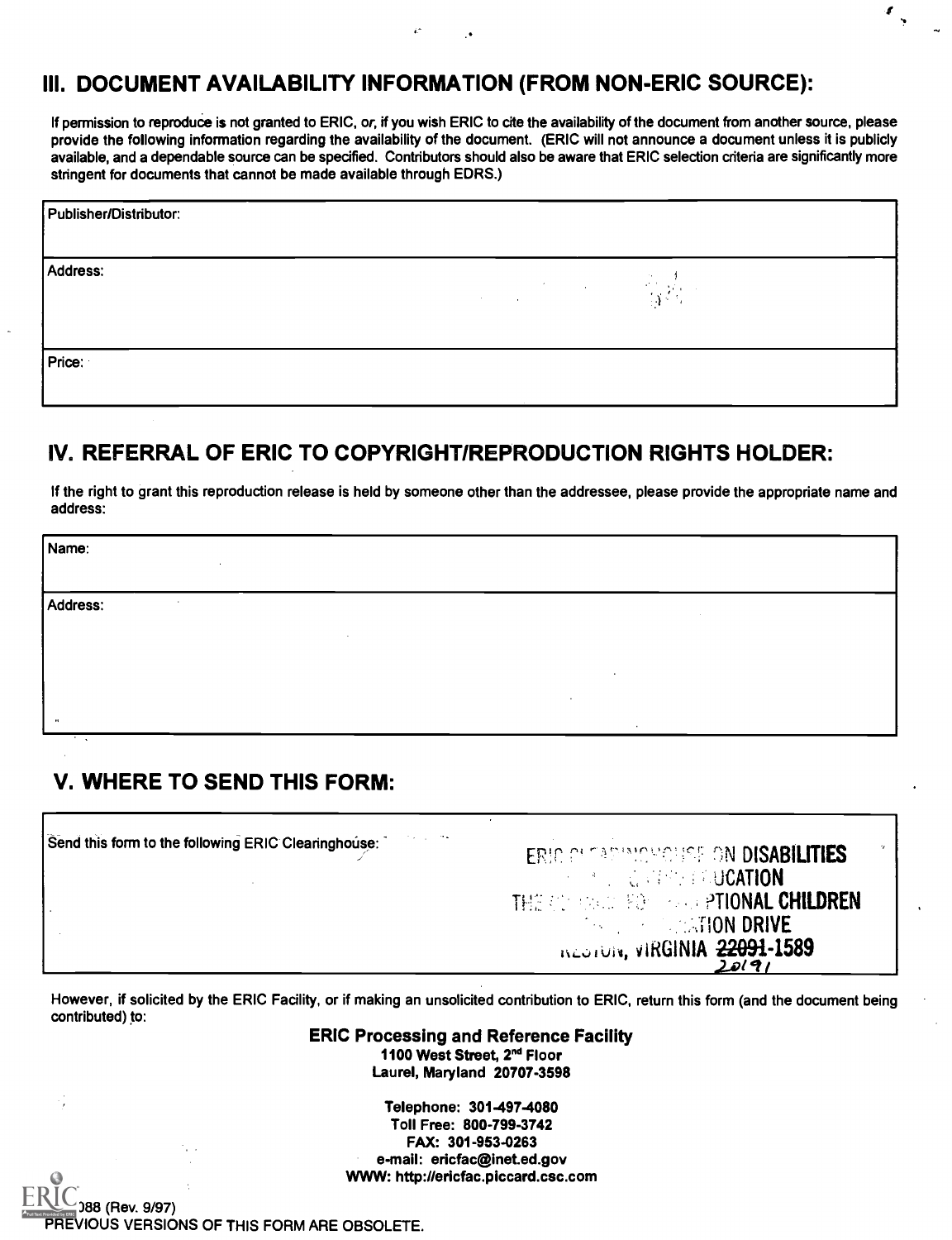## III. DOCUMENT AVAILABILITY INFORMATION (FROM NON-ERIC SOURCE):

If permission to reproduce is not granted to ERIC, or, if you wish ERIC to cite the availability of the document from another source, please provide the following information regarding the availability of the document. (ERIC will not announce a document unless it is publicly available, and a dependable source can be specified. Contributors should also be aware that ERIC selection criteria are significantly more stringent for documents that cannot be made available through EDRS.)

| |
|---|
| Publisher/Distributor: |
| Address: |
| Price: |

## IV. REFERRAL OF ERIC TO COPYRIGHT/REPRODUCTION RIGHTS HOLDER:

If the right to grant this reproduction release is held by someone other than the addressee, please provide the appropriate name and address:

| |
|---|
| Name: |
| Address: |

## V. WHERE TO SEND THIS FORM:

| | |
|---|---|
| Send this form to the following ERIC Clearinghouse: | ERIC CLEARINGHOUSE ON DISABILITIES AND GIFTED EDUCATION<br>THE COUNCIL FOR EXCEPTIONAL CHILDREN<br>1920 ASSOCIATION DRIVE<br>RESTON, VIRGINIA ~~22091~~-1589<br>20191 |

However, if solicited by the ERIC Facility, or if making an unsolicited contribution to ERIC, return this form (and the document being contributed) to:

**ERIC Processing and Reference Facility**
**1100 West Street, 2nd Floor**
**Laurel, Maryland 20707-3598**

**Telephone: 301-497-4080**
**Toll Free: 800-799-3742**
**FAX: 301-953-0263**
**e-mail: ericfac@inet.ed.gov**
**WWW: http://ericfac.piccard.csc.com**

088 (Rev. 9/97)
PREVIOUS VERSIONS OF THIS FORM ARE OBSOLETE.